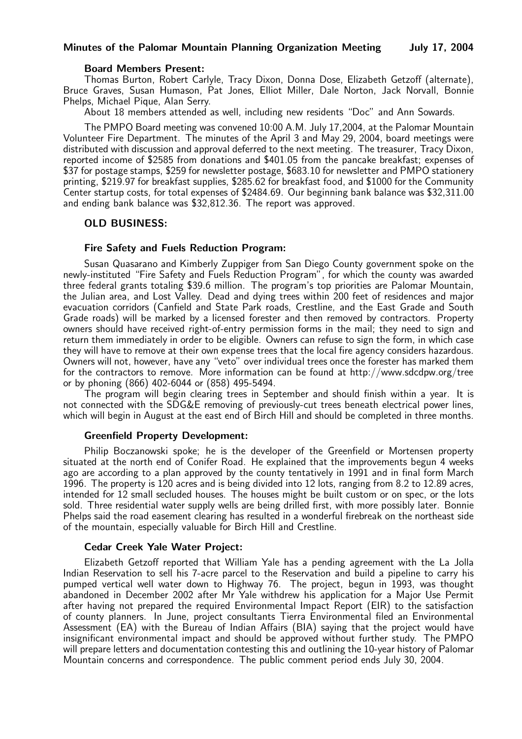## Minutes of the Palomar Mountain Planning Organization Meeting July 17, 2004

### Board Members Present:

Thomas Burton, Robert Carlyle, Tracy Dixon, Donna Dose, Elizabeth Getzoff (alternate), Bruce Graves, Susan Humason, Pat Jones, Elliot Miller, Dale Norton, Jack Norvall, Bonnie Phelps, Michael Pique, Alan Serry.

About 18 members attended as well, including new residents "Doc" and Ann Sowards.

The PMPO Board meeting was convened 10:00 A.M. July 17,2004, at the Palomar Mountain Volunteer Fire Department. The minutes of the April 3 and May 29, 2004, board meetings were distributed with discussion and approval deferred to the next meeting. The treasurer, Tracy Dixon, reported income of $2585 from donations and $401.05 from the pancake breakfast; expenses of $37 for postage stamps, $259 for newsletter postage, $683.10 for newsletter and PMPO stationery printing, $219.97 for breakfast supplies, $285.62 for breakfast food, and $1000 for the Community Center startup costs, for total expenses of $2484.69. Our beginning bank balance was $32,311.00 and ending bank balance was $32,812.36. The report was approved.

### OLD BUSINESS:

### Fire Safety and Fuels Reduction Program:

Susan Quasarano and Kimberly Zuppiger from San Diego County government spoke on the newly-instituted "Fire Safety and Fuels Reduction Program", for which the county was awarded three federal grants totaling $39.6 million. The program's top priorities are Palomar Mountain, the Julian area, and Lost Valley. Dead and dying trees within 200 feet of residences and major evacuation corridors (Canfield and State Park roads, Crestline, and the East Grade and South Grade roads) will be marked by a licensed forester and then removed by contractors. Property owners should have received right-of-entry permission forms in the mail; they need to sign and return them immediately in order to be eligible. Owners can refuse to sign the form, in which case they will have to remove at their own expense trees that the local fire agency considers hazardous. Owners will not, however, have any "veto" over individual trees once the forester has marked them for the contractors to remove. More information can be found at http://www.sdcdpw.org/tree or by phoning (866) 402-6044 or (858) 495-5494.

The program will begin clearing trees in September and should finish within a year. It is not connected with the SDG&E removing of previously-cut trees beneath electrical power lines, which will begin in August at the east end of Birch Hill and should be completed in three months.

### Greenfield Property Development:

Philip Boczanowski spoke; he is the developer of the Greenfield or Mortensen property situated at the north end of Conifer Road. He explained that the improvements begun 4 weeks ago are according to a plan approved by the county tentatively in 1991 and in final form March 1996. The property is 120 acres and is being divided into 12 lots, ranging from 8.2 to 12.89 acres, intended for 12 small secluded houses. The houses might be built custom or on spec, or the lots sold. Three residential water supply wells are being drilled first, with more possibly later. Bonnie Phelps said the road easement clearing has resulted in a wonderful firebreak on the northeast side of the mountain, especially valuable for Birch Hill and Crestline.

### Cedar Creek Yale Water Project:

Elizabeth Getzoff reported that William Yale has a pending agreement with the La Jolla Indian Reservation to sell his 7-acre parcel to the Reservation and build a pipeline to carry his pumped vertical well water down to Highway 76. The project, begun in 1993, was thought abandoned in December 2002 after Mr Yale withdrew his application for a Major Use Permit after having not prepared the required Environmental Impact Report (EIR) to the satisfaction of county planners. In June, project consultants Tierra Environmental filed an Environmental Assessment (EA) with the Bureau of Indian Affairs (BIA) saying that the project would have insignificant environmental impact and should be approved without further study. The PMPO will prepare letters and documentation contesting this and outlining the 10-year history of Palomar Mountain concerns and correspondence. The public comment period ends July 30, 2004.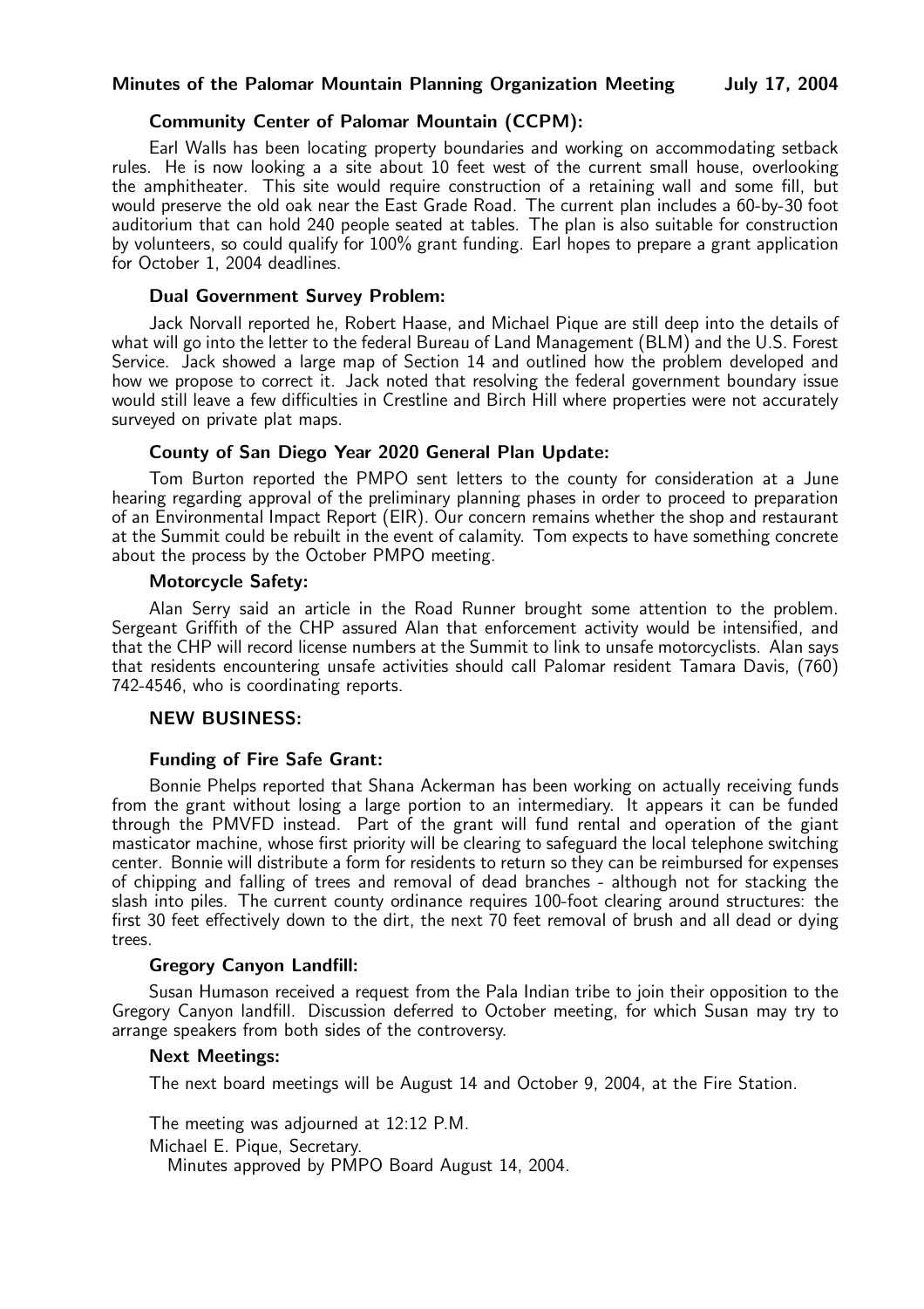### Community Center of Palomar Mountain (CCPM):

Earl Walls has been locating property boundaries and working on accommodating setback rules. He is now looking a a site about 10 feet west of the current small house, overlooking the amphitheater. This site would require construction of a retaining wall and some fill, but would preserve the old oak near the East Grade Road. The current plan includes a 60-by-30 foot auditorium that can hold 240 people seated at tables. The plan is also suitable for construction by volunteers, so could qualify for 100% grant funding. Earl hopes to prepare a grant application for October 1, 2004 deadlines.

### Dual Government Survey Problem:

Jack Norvall reported he, Robert Haase, and Michael Pique are still deep into the details of what will go into the letter to the federal Bureau of Land Management (BLM) and the U.S. Forest Service. Jack showed a large map of Section 14 and outlined how the problem developed and how we propose to correct it. Jack noted that resolving the federal government boundary issue would still leave a few difficulties in Crestline and Birch Hill where properties were not accurately surveyed on private plat maps.

### County of San Diego Year 2020 General Plan Update:

Tom Burton reported the PMPO sent letters to the county for consideration at a June hearing regarding approval of the preliminary planning phases in order to proceed to preparation of an Environmental Impact Report (EIR). Our concern remains whether the shop and restaurant at the Summit could be rebuilt in the event of calamity. Tom expects to have something concrete about the process by the October PMPO meeting.

### Motorcycle Safety:

Alan Serry said an article in the Road Runner brought some attention to the problem. Sergeant Griffith of the CHP assured Alan that enforcement activity would be intensified, and that the CHP will record license numbers at the Summit to link to unsafe motorcyclists. Alan says that residents encountering unsafe activities should call Palomar resident Tamara Davis, (760) 742-4546, who is coordinating reports.

## NEW BUSINESS:

### Funding of Fire Safe Grant:

Bonnie Phelps reported that Shana Ackerman has been working on actually receiving funds from the grant without losing a large portion to an intermediary. It appears it can be funded through the PMVFD instead. Part of the grant will fund rental and operation of the giant masticator machine, whose first priority will be clearing to safeguard the local telephone switching center. Bonnie will distribute a form for residents to return so they can be reimbursed for expenses of chipping and falling of trees and removal of dead branches - although not for stacking the slash into piles. The current county ordinance requires 100-foot clearing around structures: the first 30 feet effectively down to the dirt, the next 70 feet removal of brush and all dead or dying trees.

### Gregory Canyon Landfill:

Susan Humason received a request from the Pala Indian tribe to join their opposition to the Gregory Canyon landfill. Discussion deferred to October meeting, for which Susan may try to arrange speakers from both sides of the controversy.

### Next Meetings:

The next board meetings will be August 14 and October 9, 2004, at the Fire Station.

The meeting was adjourned at 12:12 P.M.

Michael E. Pique, Secretary.

Minutes approved by PMPO Board August 14, 2004.